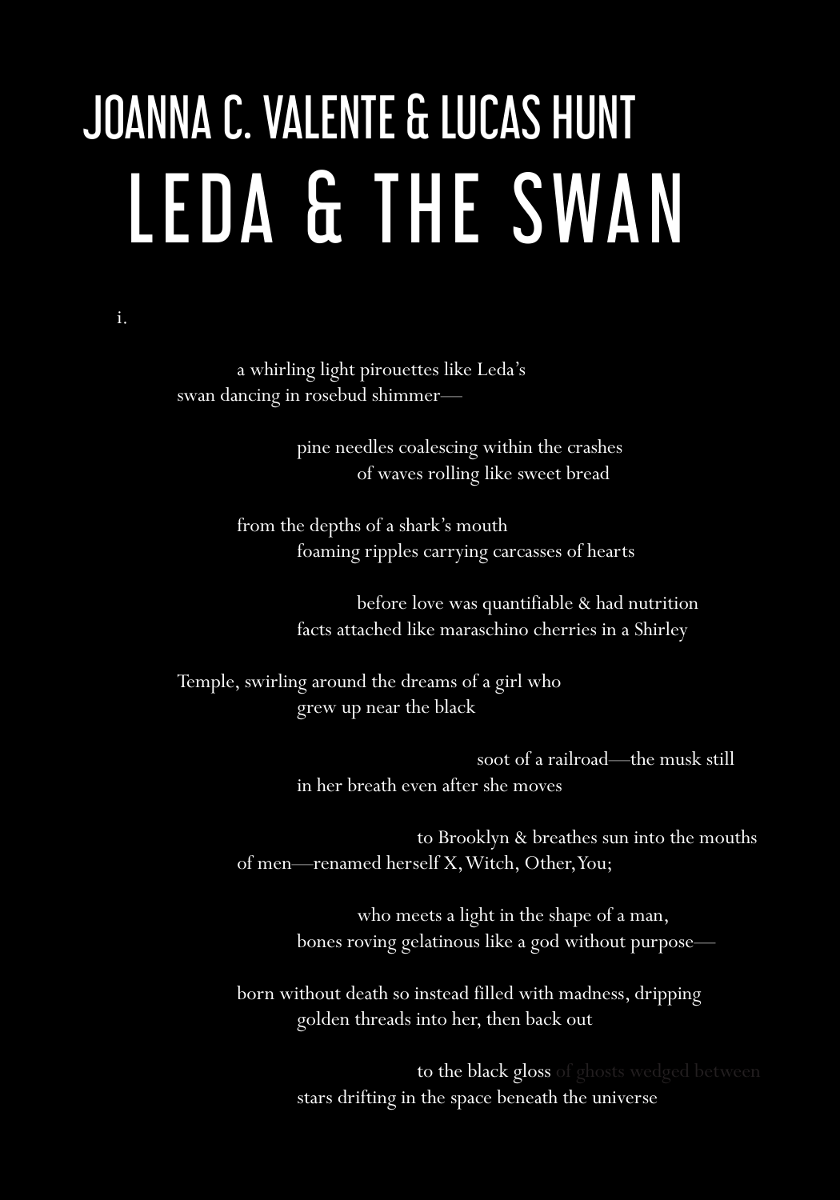JOANNA C. VALENTE & LUCAS HUNT

# LEDA & THE SWAN

i.

a whirling light pirouettes like Leda's
swan dancing in rosebud shimmer—

pine needles coalescing within the crashes
of waves rolling like sweet bread

from the depths of a shark's mouth
foaming ripples carrying carcasses of hearts

before love was quantifiable & had nutrition
facts attached like maraschino cherries in a Shirley

Temple, swirling around the dreams of a girl who
grew up near the black

soot of a railroad—the musk still
in her breath even after she moves

to Brooklyn & breathes sun into the mouths
of men—renamed herself X, Witch, Other, You;

who meets a light in the shape of a man,
bones roving gelatinous like a god without purpose—

born without death so instead filled with madness, dripping
golden threads into her, then back out

to the black gloss of ghosts wedged between
stars drifting in the space beneath the universe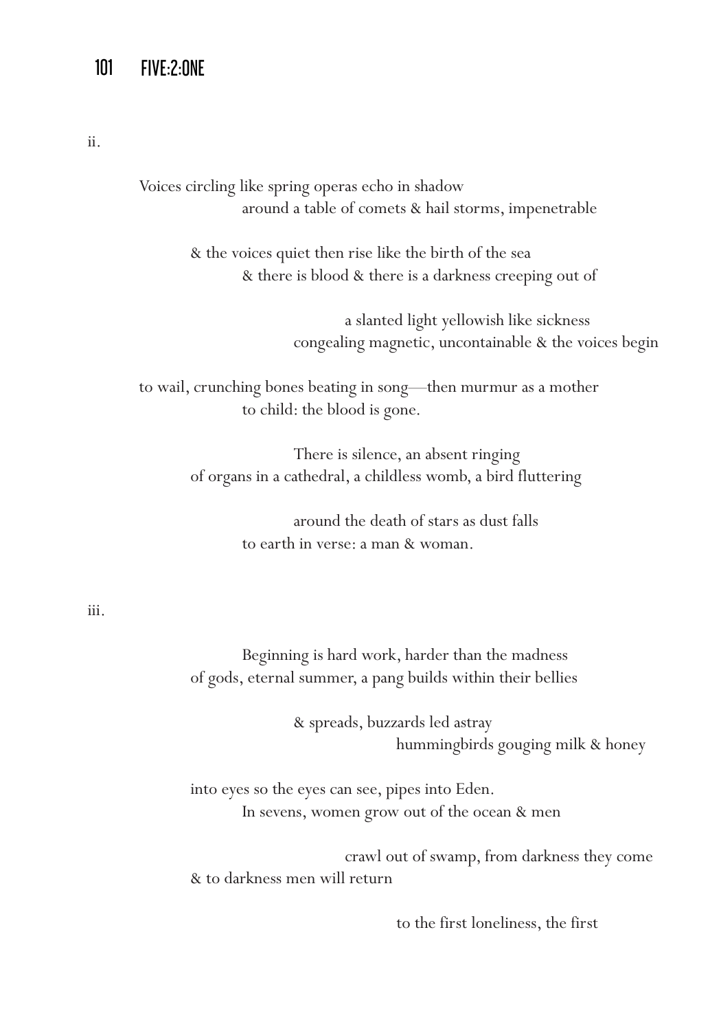ii.

Voices circling like spring operas echo in shadow
around a table of comets & hail storms, impenetrable

& the voices quiet then rise like the birth of the sea
& there is blood & there is a darkness creeping out of

a slanted light yellowish like sickness
congealing magnetic, uncontainable & the voices begin

to wail, crunching bones beating in song—then murmur as a mother
to child: the blood is gone.

There is silence, an absent ringing
of organs in a cathedral, a childless womb, a bird fluttering

around the death of stars as dust falls
to earth in verse: a man & woman.

iii.

Beginning is hard work, harder than the madness
of gods, eternal summer, a pang builds within their bellies

& spreads, buzzards led astray
hummingbirds gouging milk & honey

into eyes so the eyes can see, pipes into Eden.
In sevens, women grow out of the ocean & men

crawl out of swamp, from darkness they come
& to darkness men will return

to the first loneliness, the first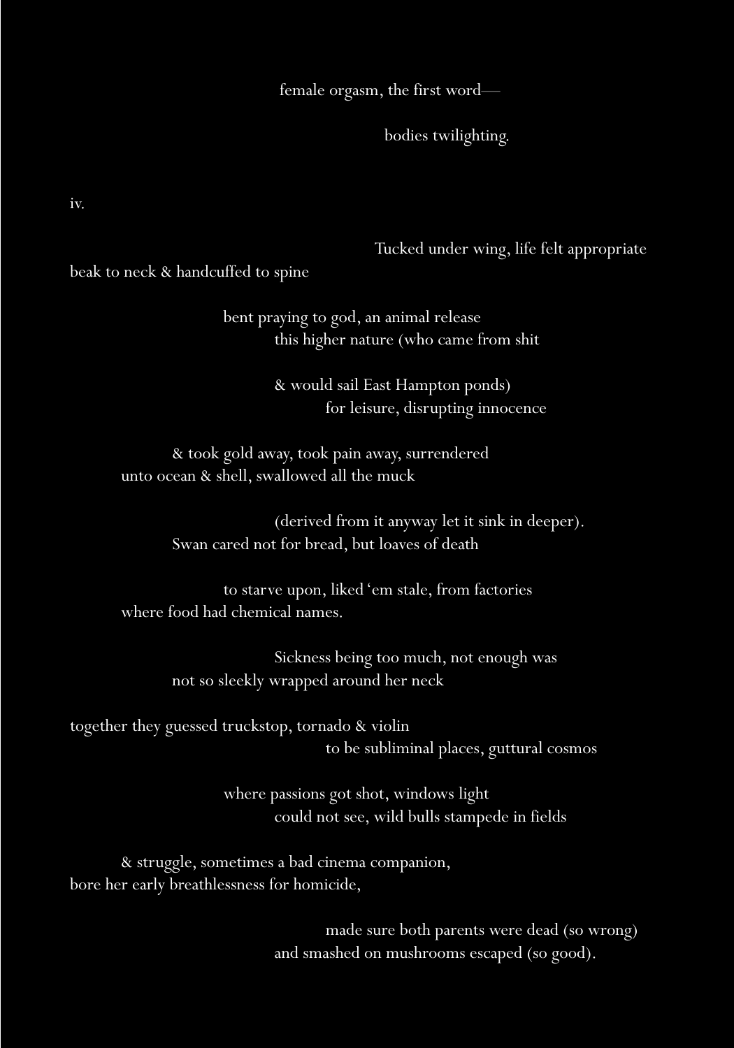female orgasm, the first word—

bodies twilighting.

iv.

Tucked under wing, life felt appropriate
beak to neck & handcuffed to spine

bent praying to god, an animal release
this higher nature (who came from shit

& would sail East Hampton ponds)
for leisure, disrupting innocence

& took gold away, took pain away, surrendered
unto ocean & shell, swallowed all the muck

(derived from it anyway let it sink in deeper).
Swan cared not for bread, but loaves of death

to starve upon, liked 'em stale, from factories
where food had chemical names.

Sickness being too much, not enough was
not so sleekly wrapped around her neck

together they guessed truckstop, tornado & violin
to be subliminal places, guttural cosmos

where passions got shot, windows light
could not see, wild bulls stampede in fields

& struggle, sometimes a bad cinema companion,
bore her early breathlessness for homicide,

made sure both parents were dead (so wrong)
and smashed on mushrooms escaped (so good).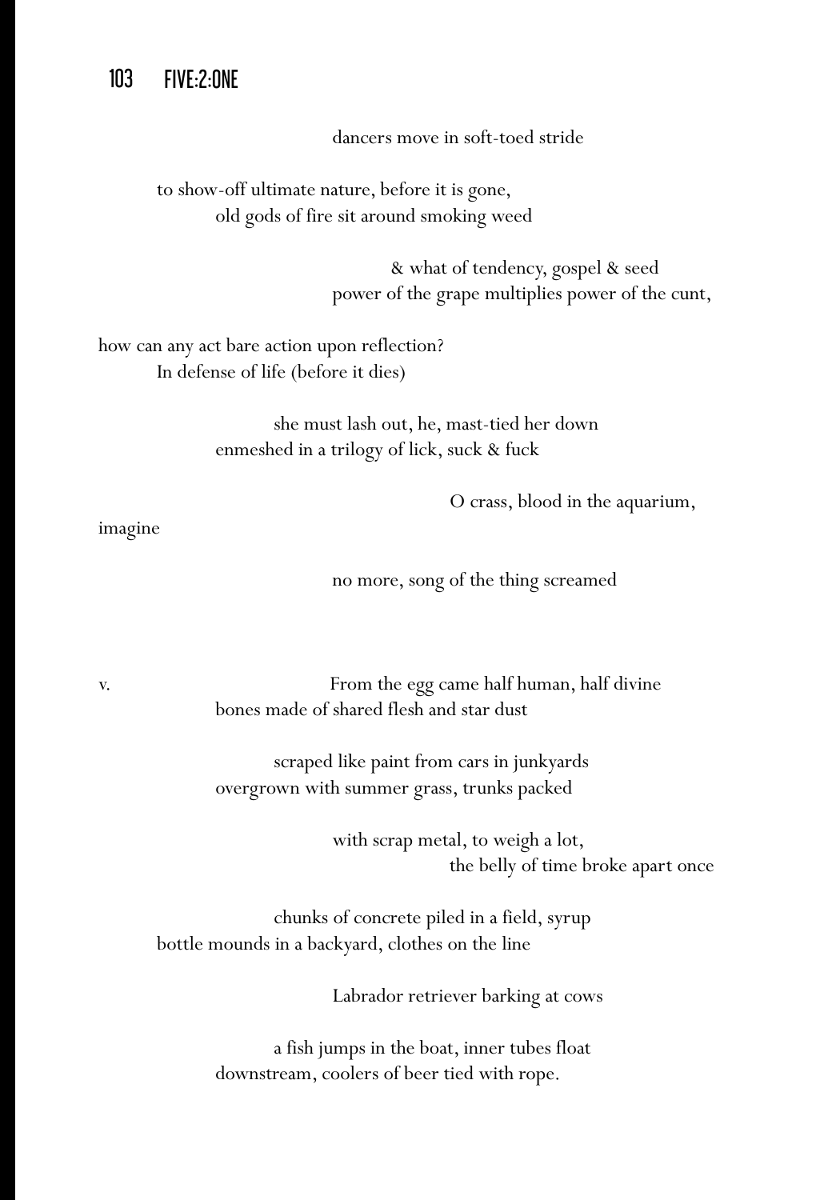dancers move in soft-toed stride

to show-off ultimate nature, before it is gone,
old gods of fire sit around smoking weed

& what of tendency, gospel & seed
power of the grape multiplies power of the cunt,

how can any act bare action upon reflection?
In defense of life (before it dies)

she must lash out, he, mast-tied her down
enmeshed in a trilogy of lick, suck & fuck

O crass, blood in the aquarium,

imagine

no more, song of the thing screamed

v. From the egg came half human, half divine
bones made of shared flesh and star dust

scraped like paint from cars in junkyards
overgrown with summer grass, trunks packed

with scrap metal, to weigh a lot,
the belly of time broke apart once

chunks of concrete piled in a field, syrup
bottle mounds in a backyard, clothes on the line

Labrador retriever barking at cows

a fish jumps in the boat, inner tubes float
downstream, coolers of beer tied with rope.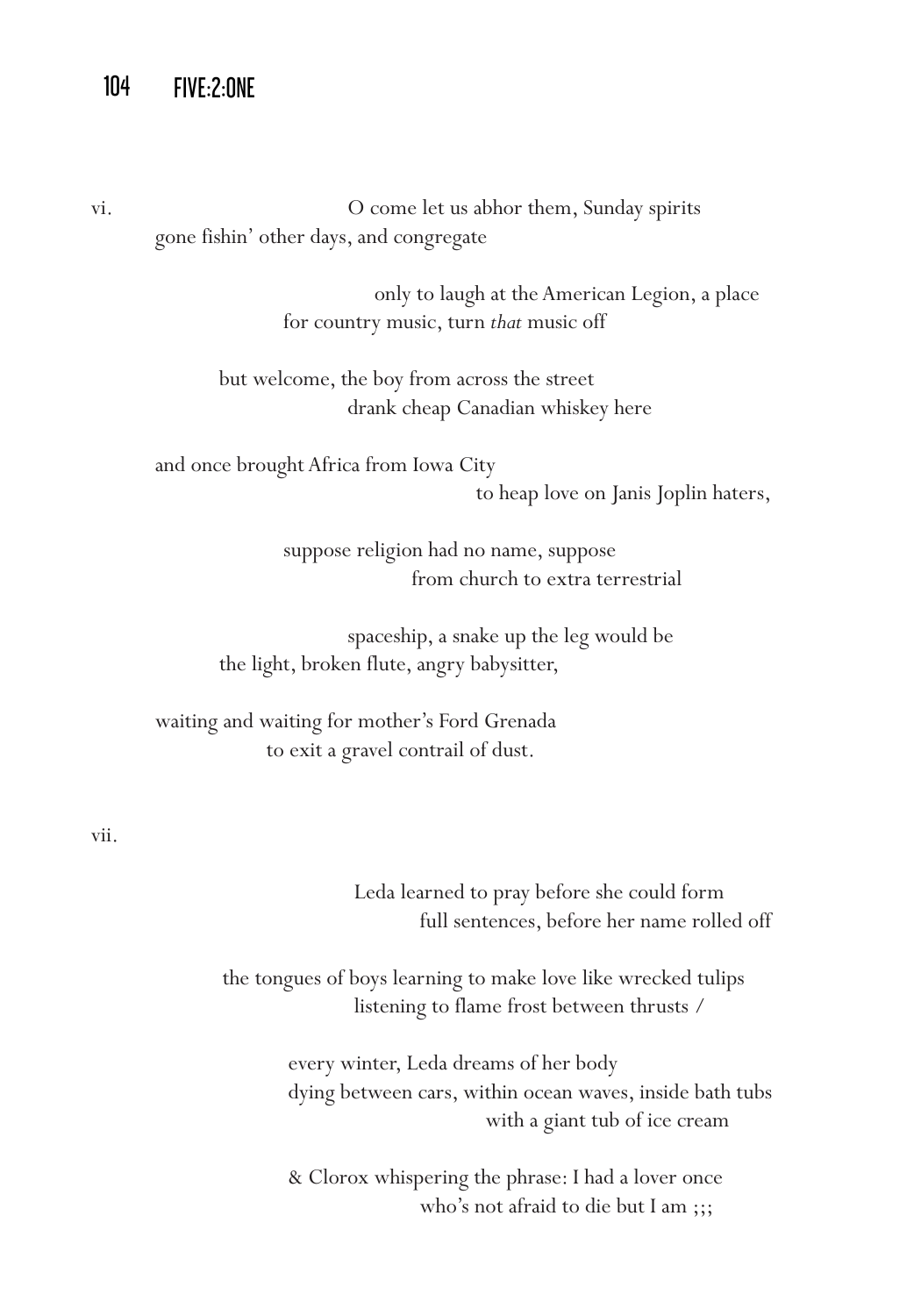vi. O come let us abhor them, Sunday spirits
gone fishin' other days, and congregate

only to laugh at the American Legion, a place
for country music, turn *that* music off

but welcome, the boy from across the street
drank cheap Canadian whiskey here

and once brought Africa from Iowa City
to heap love on Janis Joplin haters,

suppose religion had no name, suppose
from church to extra terrestrial

spaceship, a snake up the leg would be
the light, broken flute, angry babysitter,

waiting and waiting for mother's Ford Grenada
to exit a gravel contrail of dust.

vii.

Leda learned to pray before she could form
full sentences, before her name rolled off

the tongues of boys learning to make love like wrecked tulips
listening to flame frost between thrusts /

every winter, Leda dreams of her body
dying between cars, within ocean waves, inside bath tubs
with a giant tub of ice cream

& Clorox whispering the phrase: I had a lover once
who's not afraid to die but I am ;;;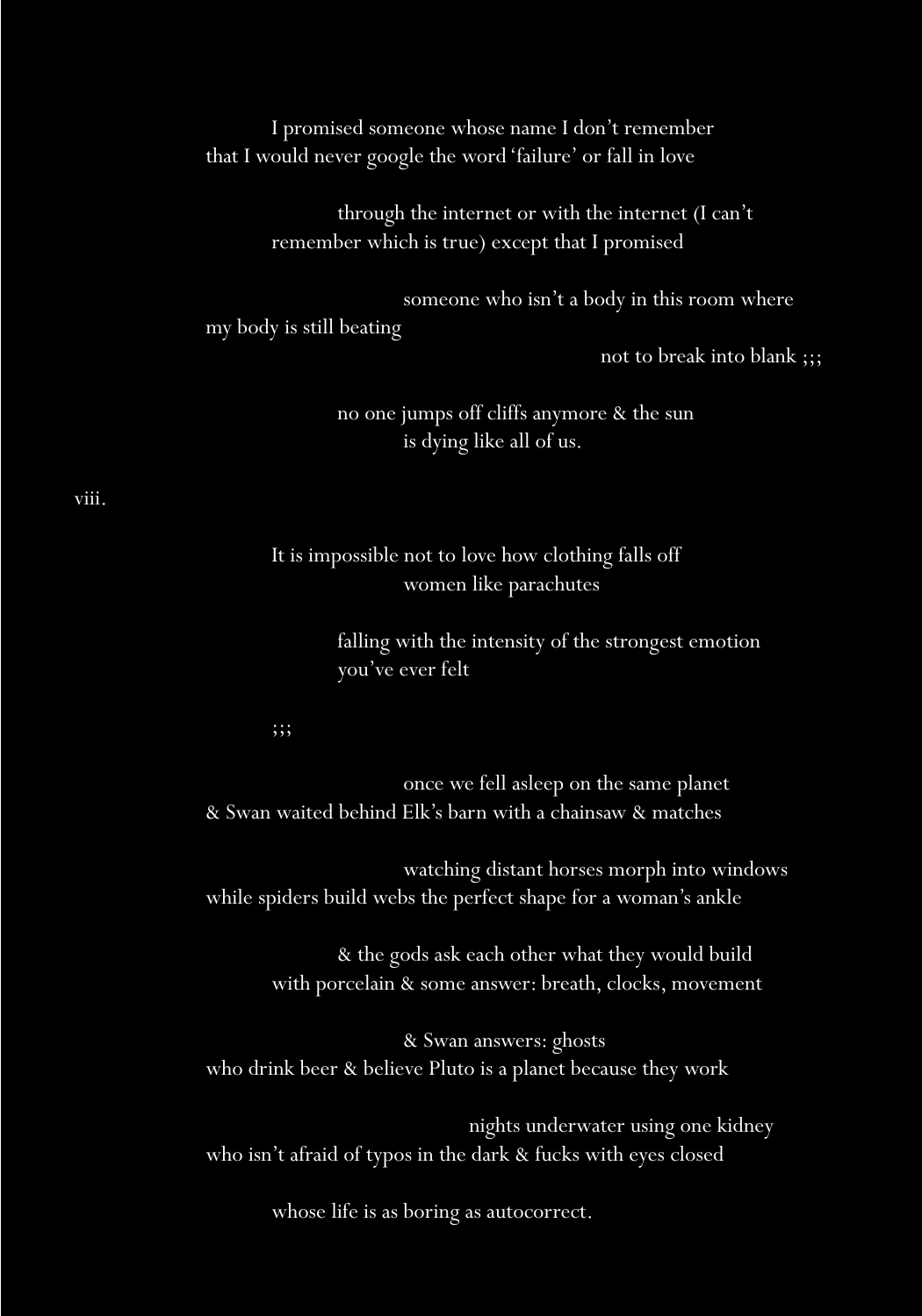I promised someone whose name I don't remember
that I would never google the word 'failure' or fall in love

through the internet or with the internet (I can't
remember which is true) except that I promised

someone who isn't a body in this room where
my body is still beating

not to break into blank ;;;

no one jumps off cliffs anymore & the sun
is dying like all of us.

viii.

It is impossible not to love how clothing falls off
women like parachutes

falling with the intensity of the strongest emotion
you've ever felt

;;;

once we fell asleep on the same planet
& Swan waited behind Elk's barn with a chainsaw & matches

watching distant horses morph into windows
while spiders build webs the perfect shape for a woman's ankle

& the gods ask each other what they would build
with porcelain & some answer: breath, clocks, movement

& Swan answers: ghosts
who drink beer & believe Pluto is a planet because they work

nights underwater using one kidney
who isn't afraid of typos in the dark & fucks with eyes closed

whose life is as boring as autocorrect.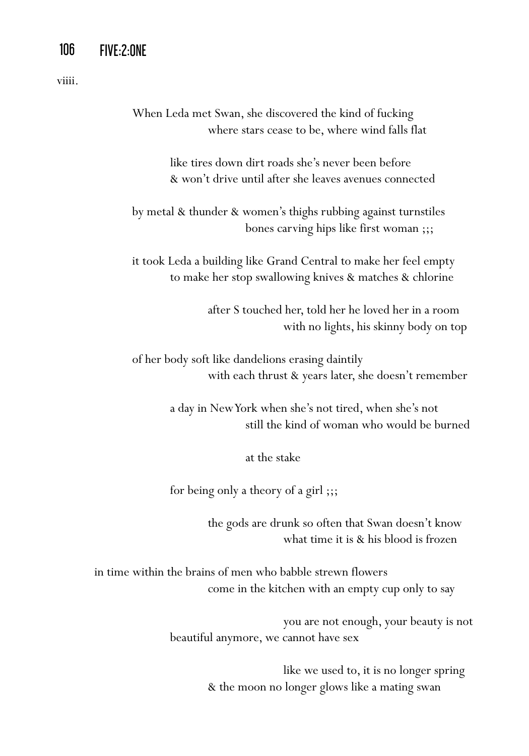viiii.

When Leda met Swan, she discovered the kind of fucking
where stars cease to be, where wind falls flat

like tires down dirt roads she's never been before
& won't drive until after she leaves avenues connected

by metal & thunder & women's thighs rubbing against turnstiles
bones carving hips like first woman ;;;

it took Leda a building like Grand Central to make her feel empty
to make her stop swallowing knives & matches & chlorine

after S touched her, told her he loved her in a room
with no lights, his skinny body on top

of her body soft like dandelions erasing daintily
with each thrust & years later, she doesn't remember

a day in New York when she's not tired, when she's not
still the kind of woman who would be burned

at the stake

for being only a theory of a girl ;;;

the gods are drunk so often that Swan doesn't know
what time it is & his blood is frozen

in time within the brains of men who babble strewn flowers
come in the kitchen with an empty cup only to say

you are not enough, your beauty is not
beautiful anymore, we cannot have sex

like we used to, it is no longer spring
& the moon no longer glows like a mating swan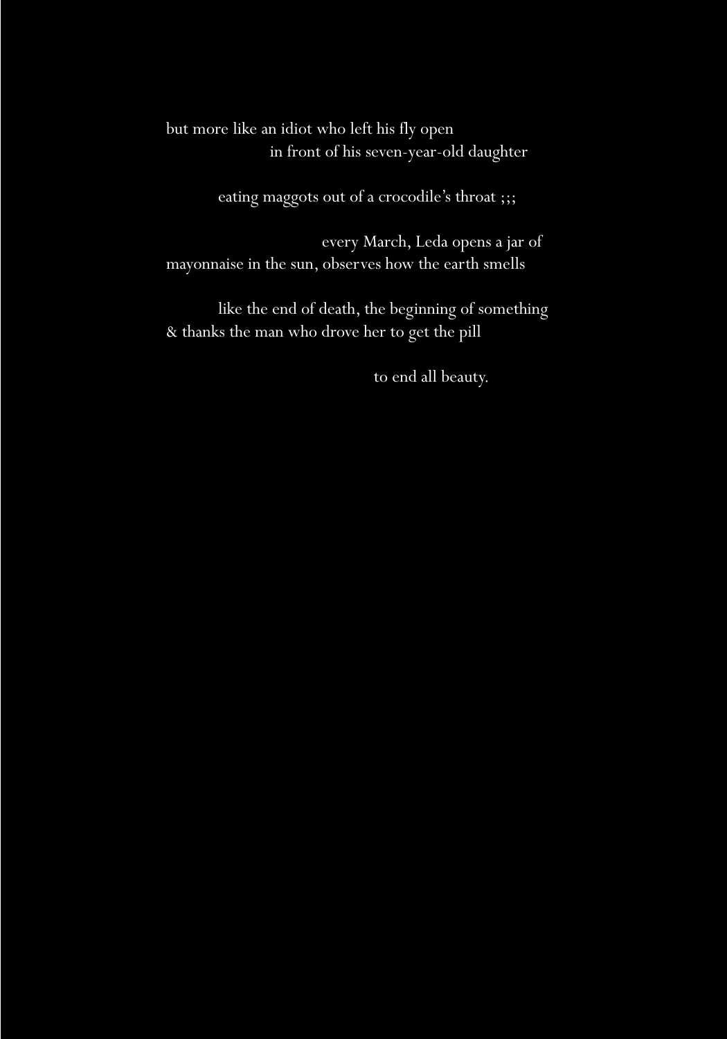but more like an idiot who left his fly open
in front of his seven-year-old daughter

eating maggots out of a crocodile's throat ;;;

every March, Leda opens a jar of
mayonnaise in the sun, observes how the earth smells

like the end of death, the beginning of something
& thanks the man who drove her to get the pill

to end all beauty.